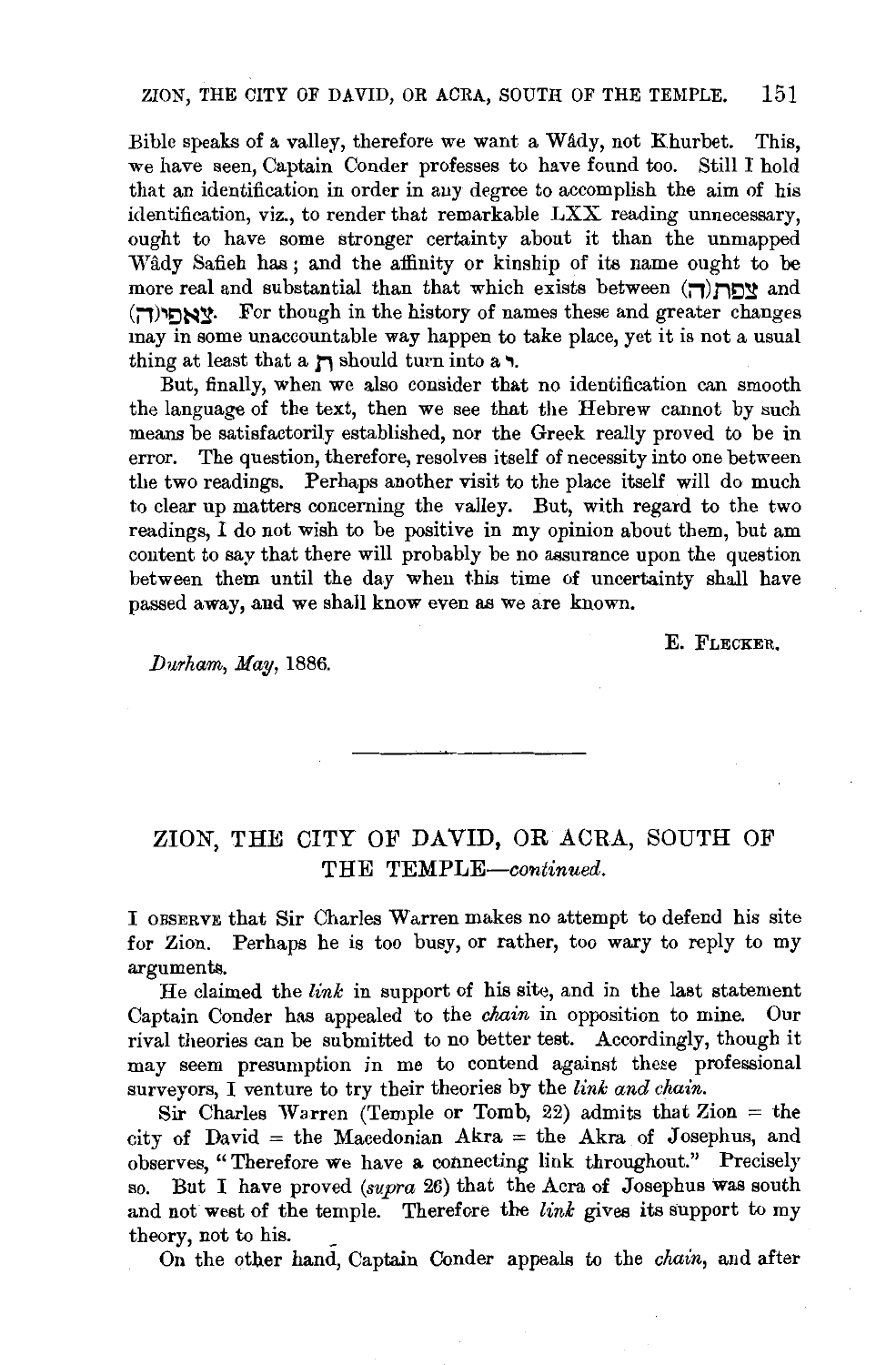Bible speaks of a valley, therefore we want a Wâdy, not Khurbet. This, we have seen, Captain Conder professes to have found too. Still I hold that an identification in order in any degree to accomplish the aim of his identification, viz., to render that remarkable LXX reading unnecessary, ought to have some stronger certainty about it than the unmapped Wâdy Safieh has; and the affinity or kinship of its name ought to be more real and substantial than that which exists between צפת(ה) and צאפיר(ה). For though in the history of names these and greater changes may in some unaccountable way happen to take place, yet it is not a usual thing at least that a ת should turn into a י.

But, finally, when we also consider that no identification can smooth the language of the text, then we see that the Hebrew cannot by such means be satisfactorily established, nor the Greek really proved to be in error. The question, therefore, resolves itself of necessity into one between the two readings. Perhaps another visit to the place itself will do much to clear up matters concerning the valley. But, with regard to the two readings, I do not wish to be positive in my opinion about them, but am content to say that there will probably be no assurance upon the question between them until the day when this time of uncertainty shall have passed away, and we shall know even as we are known.

E. Flecker.

*Durham, May,* 1886.

---

## ZION, THE CITY OF DAVID, OR ACRA, SOUTH OF THE TEMPLE—*continued.*

I observe that Sir Charles Warren makes no attempt to defend his site for Zion. Perhaps he is too busy, or rather, too wary to reply to my arguments.

He claimed the *link* in support of his site, and in the last statement Captain Conder has appealed to the *chain* in opposition to mine. Our rival theories can be submitted to no better test. Accordingly, though it may seem presumption in me to contend against these professional surveyors, I venture to try their theories by the *link and chain.*

Sir Charles Warren (Temple or Tomb, 22) admits that Zion = the city of David = the Macedonian Akra = the Akra of Josephus, and observes, "Therefore we have a connecting link throughout." Precisely so. But I have proved (*supra* 26) that the Acra of Josephus was south and not west of the temple. Therefore the *link* gives its support to my theory, not to his.

On the other hand, Captain Conder appeals to the *chain*, and after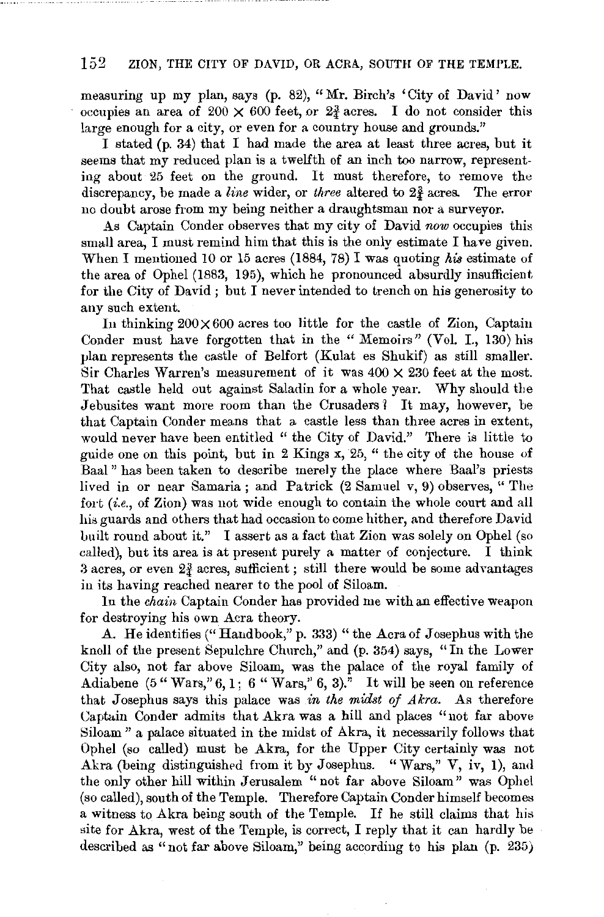measuring up my plan, says (p. 82), "Mr. Birch's 'City of David' now occupies an area of 200 × 600 feet, or 2¾ acres. I do not consider this large enough for a city, or even for a country house and grounds."

I stated (p. 34) that I had made the area at least three acres, but it seems that my reduced plan is a twelfth of an inch too narrow, representing about 25 feet on the ground. It must therefore, to remove the discrepancy, be made a *line* wider, or *three* altered to 2¾ acres. The error no doubt arose from my being neither a draughtsman nor a surveyor.

As Captain Conder observes that my city of David *now* occupies this small area, I must remind him that this is the only estimate I have given. When I mentioned 10 or 15 acres (1884, 78) I was quoting *his* estimate of the area of Ophel (1883, 195), which he pronounced absurdly insufficient for the City of David; but I never intended to trench on his generosity to any such extent.

In thinking 200×600 acres too little for the castle of Zion, Captain Conder must have forgotten that in the "Memoirs" (Vol. I., 130) his plan represents the castle of Belfort (Kulat es Shukif) as still smaller. Sir Charles Warren's measurement of it was 400 × 230 feet at the most. That castle held out against Saladin for a whole year. Why should the Jebusites want more room than the Crusaders? It may, however, be that Captain Conder means that a castle less than three acres in extent, would never have been entitled "the City of David." There is little to guide one on this point, but in 2 Kings x, 25, "the city of the house of Baal" has been taken to describe merely the place where Baal's priests lived in or near Samaria; and Patrick (2 Samuel v, 9) observes, "The fort (*i.e.*, of Zion) was not wide enough to contain the whole court and all his guards and others that had occasion to come hither, and therefore David built round about it." I assert as a fact that Zion was solely on Ophel (so called), but its area is at present purely a matter of conjecture. I think 3 acres, or even 2¾ acres, sufficient; still there would be some advantages in its having reached nearer to the pool of Siloam.

In the *chain* Captain Conder has provided me with an effective weapon for destroying his own Acra theory.

A. He identifies ("Handbook," p. 333) "the Acra of Josephus with the knoll of the present Sepulchre Church," and (p. 354) says, "In the Lower City also, not far above Siloam, was the palace of the royal family of Adiabene (5 "Wars," 6, 1; 6 "Wars," 6, 3)." It will be seen on reference that Josephus says this palace was *in the midst of Akra*. As therefore Captain Conder admits that Akra was a hill and places "not far above Siloam" a palace situated in the midst of Akra, it necessarily follows that Ophel (so called) must be Akra, for the Upper City certainly was not Akra (being distinguished from it by Josephus. "Wars," V, iv, 1), and the only other hill within Jerusalem "not far above Siloam" was Ophel (so called), south of the Temple. Therefore Captain Conder himself becomes a witness to Akra being south of the Temple. If he still claims that his site for Akra, west of the Temple, is correct, I reply that it can hardly be described as "not far above Siloam," being according to his plan (p. 235)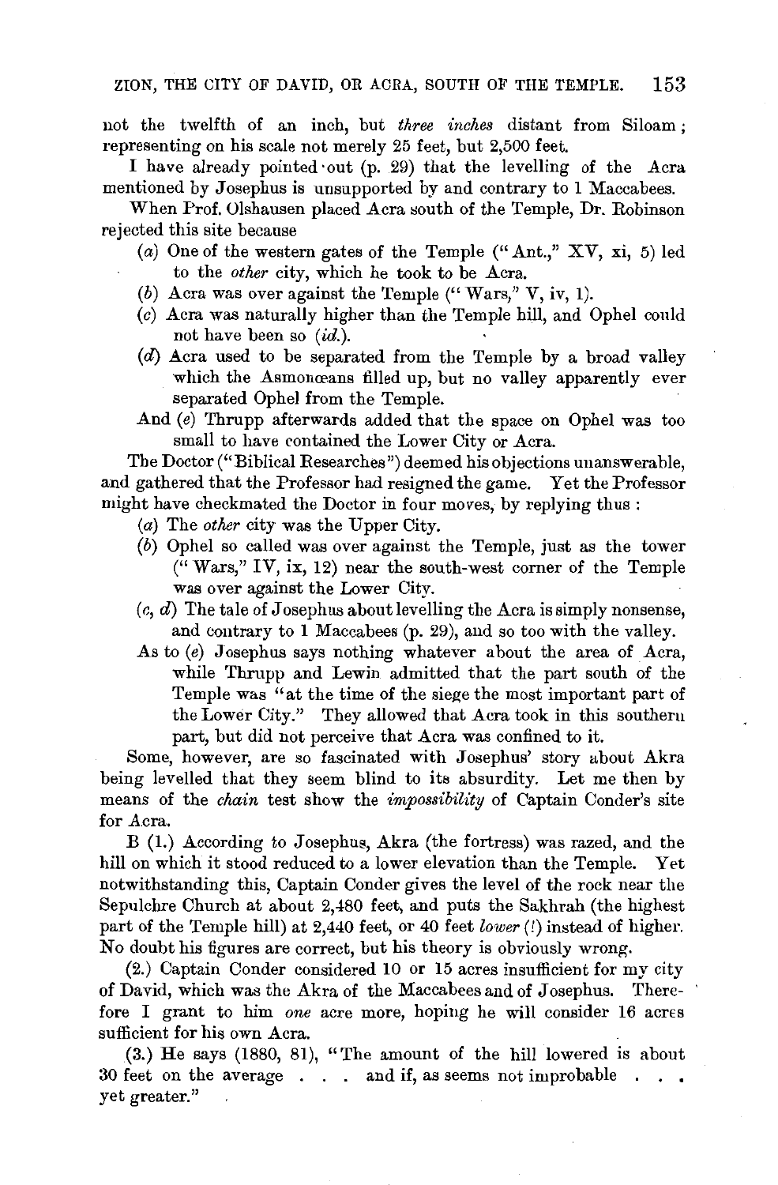not the twelfth of an inch, but *three inches* distant from Siloam; representing on his scale not merely 25 feet, but 2,500 feet.

I have already pointed out (p. 29) that the levelling of the Acra mentioned by Josephus is unsupported by and contrary to 1 Maccabees.

When Prof. Olshausen placed Acra south of the Temple, Dr. Robinson rejected this site because

(*a*) One of the western gates of the Temple ("Ant.," XV, xi, 5) led to the *other* city, which he took to be Acra.

(*b*) Acra was over against the Temple ("Wars," V, iv, 1).

(*c*) Acra was naturally higher than the Temple hill, and Ophel could not have been so (*id.*).

(*d*) Acra used to be separated from the Temple by a broad valley which the Asmonœans filled up, but no valley apparently ever separated Ophel from the Temple.

And (*e*) Thrupp afterwards added that the space on Ophel was too small to have contained the Lower City or Acra.

The Doctor ("Biblical Researches") deemed his objections unanswerable, and gathered that the Professor had resigned the game. Yet the Professor might have checkmated the Doctor in four moves, by replying thus:

(*a*) The *other* city was the Upper City.

(*b*) Ophel so called was over against the Temple, just as the tower ("Wars," IV, ix, 12) near the south-west corner of the Temple was over against the Lower City.

(*c, d*) The tale of Josephus about levelling the Acra is simply nonsense, and contrary to 1 Maccabees (p. 29), and so too with the valley.

As to (*e*) Josephus says nothing whatever about the area of Acra, while Thrupp and Lewin admitted that the part south of the Temple was "at the time of the siege the most important part of the Lower City." They allowed that Acra took in this southern part, but did not perceive that Acra was confined to it.

Some, however, are so fascinated with Josephus' story about Akra being levelled that they seem blind to its absurdity. Let me then by means of the *chain* test show the *impossibility* of Captain Conder's site for Acra.

B (1.) According to Josephus, Akra (the fortress) was razed, and the hill on which it stood reduced to a lower elevation than the Temple. Yet notwithstanding this, Captain Conder gives the level of the rock near the Sepulchre Church at about 2,480 feet, and puts the Sakhrah (the highest part of the Temple hill) at 2,440 feet, or 40 feet *lower* (!) instead of higher. No doubt his figures are correct, but his theory is obviously wrong.

(2.) Captain Conder considered 10 or 15 acres insufficient for my city of David, which was the Akra of the Maccabees and of Josephus. Therefore I grant to him *one* acre more, hoping he will consider 16 acres sufficient for his own Acra.

(3.) He says (1880, 81), "The amount of the hill lowered is about 30 feet on the average . . . and if, as seems not improbable . . . yet greater."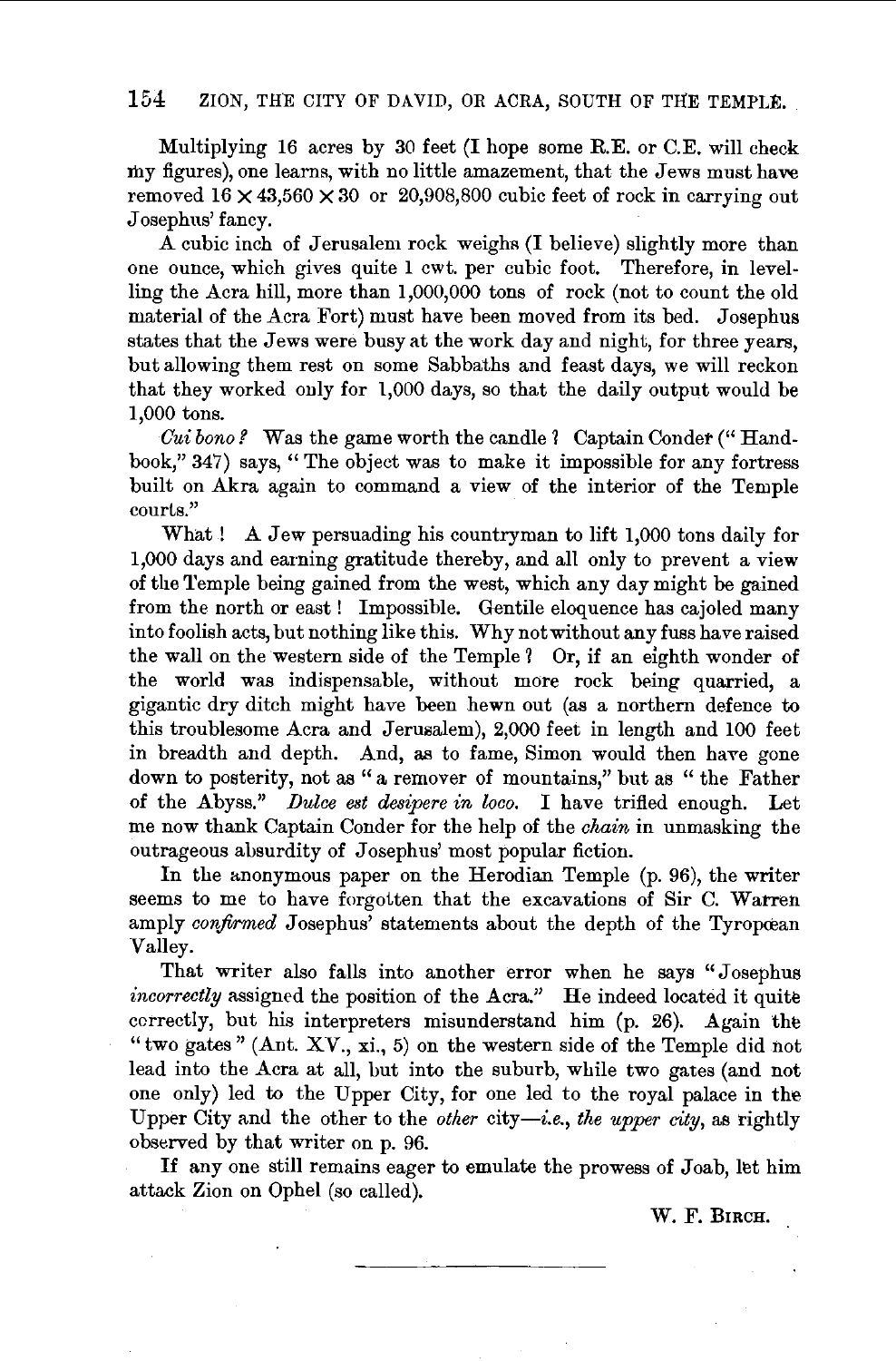Multiplying 16 acres by 30 feet (I hope some R.E. or C.E. will check my figures), one learns, with no little amazement, that the Jews must have removed $16 \times 43{,}560 \times 30$ or 20,908,800 cubic feet of rock in carrying out Josephus' fancy.

A cubic inch of Jerusalem rock weighs (I believe) slightly more than one ounce, which gives quite 1 cwt. per cubic foot. Therefore, in levelling the Acra hill, more than 1,000,000 tons of rock (not to count the old material of the Acra Fort) must have been moved from its bed. Josephus states that the Jews were busy at the work day and night, for three years, but allowing them rest on some Sabbaths and feast days, we will reckon that they worked only for 1,000 days, so that the daily output would be 1,000 tons.

*Cui bono?* Was the game worth the candle? Captain Conder ("Handbook," 347) says, "The object was to make it impossible for any fortress built on Akra again to command a view of the interior of the Temple courts."

What! A Jew persuading his countryman to lift 1,000 tons daily for 1,000 days and earning gratitude thereby, and all only to prevent a view of the Temple being gained from the west, which any day might be gained from the north or east! Impossible. Gentile eloquence has cajoled many into foolish acts, but nothing like this. Why not without any fuss have raised the wall on the western side of the Temple? Or, if an eighth wonder of the world was indispensable, without more rock being quarried, a gigantic dry ditch might have been hewn out (as a northern defence to this troublesome Acra and Jerusalem), 2,000 feet in length and 100 feet in breadth and depth. And, as to fame, Simon would then have gone down to posterity, not as "a remover of mountains," but as "the Father of the Abyss." *Dulce est desipere in loco.* I have trifled enough. Let me now thank Captain Conder for the help of the *chain* in unmasking the outrageous absurdity of Josephus' most popular fiction.

In the anonymous paper on the Herodian Temple (p. 96), the writer seems to me to have forgotten that the excavations of Sir C. Warren amply *confirmed* Josephus' statements about the depth of the Tyropœan Valley.

That writer also falls into another error when he says "Josephus *incorrectly* assigned the position of the Acra." He indeed located it quite correctly, but his interpreters misunderstand him (p. 26). Again the "two gates" (Ant. XV., xi., 5) on the western side of the Temple did not lead into the Acra at all, but into the suburb, while two gates (and not one only) led to the Upper City, for one led to the royal palace in the Upper City and the other to the *other* city—*i.e.*, *the upper city*, as rightly observed by that writer on p. 96.

If any one still remains eager to emulate the prowess of Joab, let him attack Zion on Ophel (so called).

W. F. Birch.